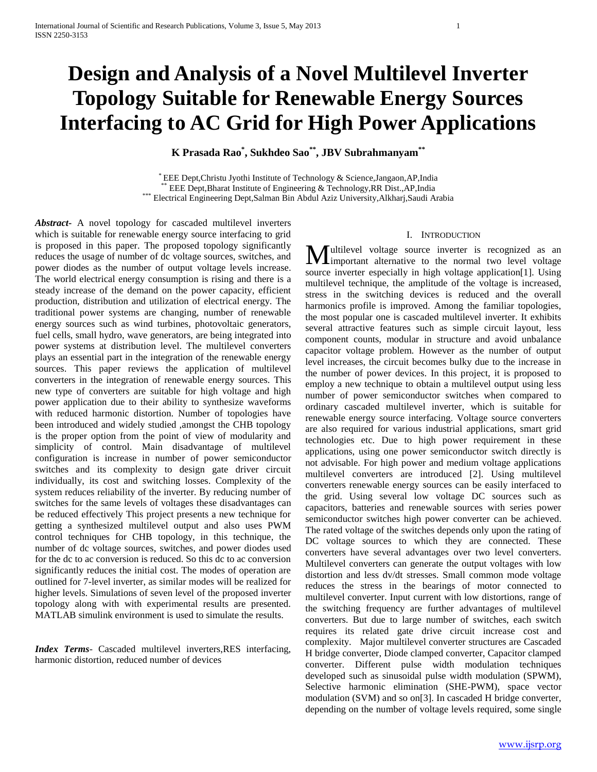# Design and Analysis of a Novel Multilevel Inverter Topology Suitable for Renewable Energy Sources Interfacing to AC Grid for High Power Applications

**K Prasada Rao[*], Sukhdeo Sao[**], JBV Subrahmanyam[**]**

[*] EEE Dept,Christu Jyothi Institute of Technology & Science,Jangaon,AP,India
[**] EEE Dept,Bharat Institute of Engineering & Technology,RR Dist.,AP,India
[***] Electrical Engineering Dept,Salman Bin Abdul Aziz University,Alkharj,Saudi Arabia

***Abstract*-** A novel topology for cascaded multilevel inverters which is suitable for renewable energy source interfacing to grid is proposed in this paper. The proposed topology significantly reduces the usage of number of dc voltage sources, switches, and power diodes as the number of output voltage levels increase. The world electrical energy consumption is rising and there is a steady increase of the demand on the power capacity, efficient production, distribution and utilization of electrical energy. The traditional power systems are changing, number of renewable energy sources such as wind turbines, photovoltaic generators, fuel cells, small hydro, wave generators, are being integrated into power systems at distribution level. The multilevel converters plays an essential part in the integration of the renewable energy sources. This paper reviews the application of multilevel converters in the integration of renewable energy sources. This new type of converters are suitable for high voltage and high power application due to their ability to synthesize waveforms with reduced harmonic distortion. Number of topologies have been introduced and widely studied ,amongst the CHB topology is the proper option from the point of view of modularity and simplicity of control. Main disadvantage of multilevel configuration is increase in number of power semiconductor switches and its complexity to design gate driver circuit individually, its cost and switching losses. Complexity of the system reduces reliability of the inverter. By reducing number of switches for the same levels of voltages these disadvantages can be reduced effectively This project presents a new technique for getting a synthesized multilevel output and also uses PWM control techniques for CHB topology, in this technique, the number of dc voltage sources, switches, and power diodes used for the dc to ac conversion is reduced. So this dc to ac conversion significantly reduces the initial cost. The modes of operation are outlined for 7-level inverter, as similar modes will be realized for higher levels. Simulations of seven level of the proposed inverter topology along with with experimental results are presented. MATLAB simulink environment is used to simulate the results.

***Index Terms*-** Cascaded multilevel inverters,RES interfacing, harmonic distortion, reduced number of devices

## I. Introduction

Multilevel voltage source inverter is recognized as an important alternative to the normal two level voltage source inverter especially in high voltage application[1]. Using multilevel technique, the amplitude of the voltage is increased, stress in the switching devices is reduced and the overall harmonics profile is improved. Among the familiar topologies, the most popular one is cascaded multilevel inverter. It exhibits several attractive features such as simple circuit layout, less component counts, modular in structure and avoid unbalance capacitor voltage problem. However as the number of output level increases, the circuit becomes bulky due to the increase in the number of power devices. In this project, it is proposed to employ a new technique to obtain a multilevel output using less number of power semiconductor switches when compared to ordinary cascaded multilevel inverter, which is suitable for renewable energy source interfacing. Voltage source converters are also required for various industrial applications, smart grid technologies etc. Due to high power requirement in these applications, using one power semiconductor switch directly is not advisable. For high power and medium voltage applications multilevel converters are introduced [2]. Using multilevel converters renewable energy sources can be easily interfaced to the grid. Using several low voltage DC sources such as capacitors, batteries and renewable sources with series power semiconductor switches high power converter can be achieved. The rated voltage of the switches depends only upon the rating of DC voltage sources to which they are connected. These converters have several advantages over two level converters. Multilevel converters can generate the output voltages with low distortion and less dv/dt stresses. Small common mode voltage reduces the stress in the bearings of motor connected to multilevel converter. Input current with low distortions, range of the switching frequency are further advantages of multilevel converters. But due to large number of switches, each switch requires its related gate drive circuit increase cost and complexity. Major multilevel converter structures are Cascaded H bridge converter, Diode clamped converter, Capacitor clamped converter. Different pulse width modulation techniques developed such as sinusoidal pulse width modulation (SPWM), Selective harmonic elimination (SHE-PWM), space vector modulation (SVM) and so on[3]. In cascaded H bridge converter, depending on the number of voltage levels required, some single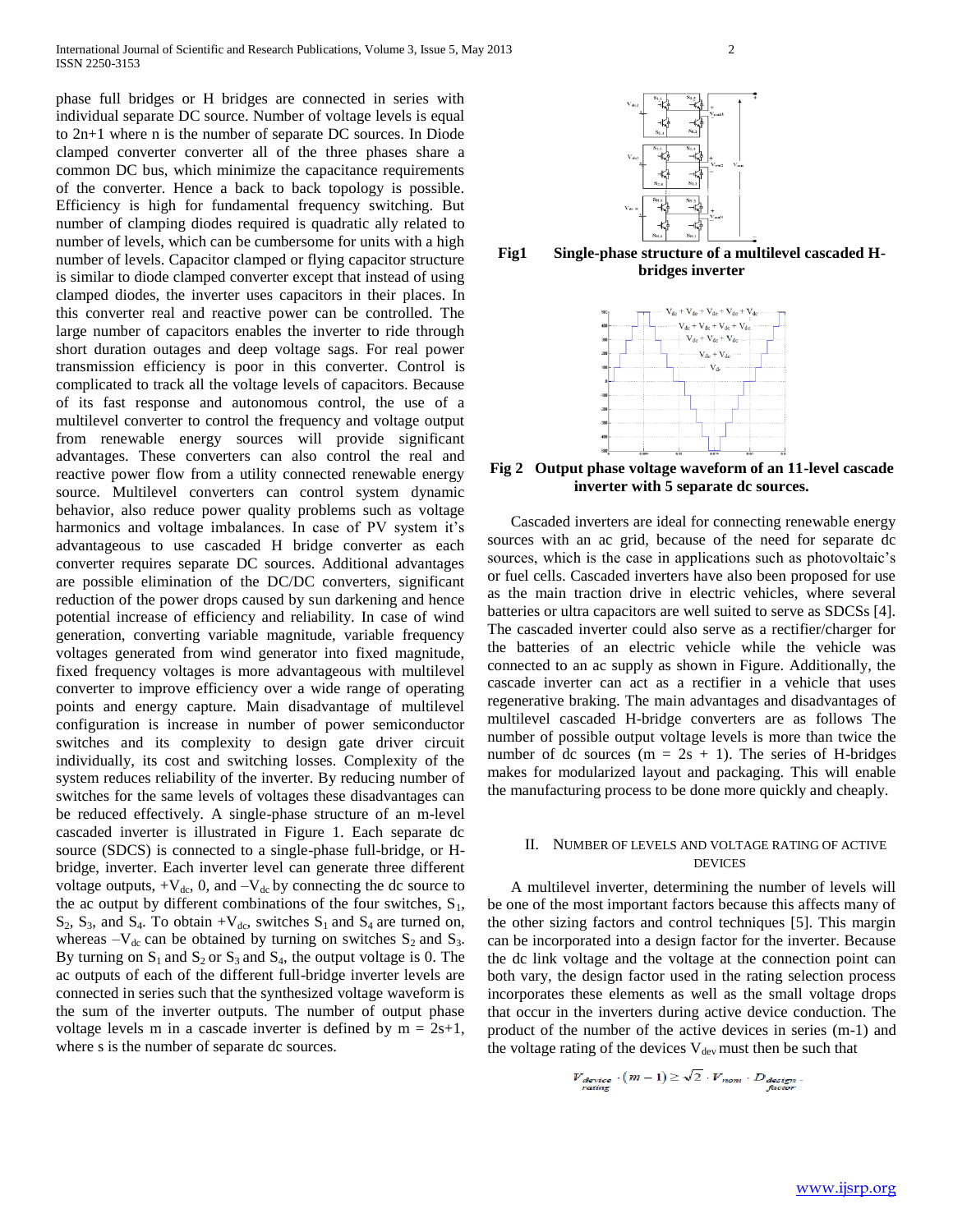phase full bridges or H bridges are connected in series with individual separate DC source. Number of voltage levels is equal to 2n+1 where n is the number of separate DC sources. In Diode clamped converter converter all of the three phases share a common DC bus, which minimize the capacitance requirements of the converter. Hence a back to back topology is possible. Efficiency is high for fundamental frequency switching. But number of clamping diodes required is quadratic ally related to number of levels, which can be cumbersome for units with a high number of levels. Capacitor clamped or flying capacitor structure is similar to diode clamped converter except that instead of using clamped diodes, the inverter uses capacitors in their places. In this converter real and reactive power can be controlled. The large number of capacitors enables the inverter to ride through short duration outages and deep voltage sags. For real power transmission efficiency is poor in this converter. Control is complicated to track all the voltage levels of capacitors. Because of its fast response and autonomous control, the use of a multilevel converter to control the frequency and voltage output from renewable energy sources will provide significant advantages. These converters can also control the real and reactive power flow from a utility connected renewable energy source. Multilevel converters can control system dynamic behavior, also reduce power quality problems such as voltage harmonics and voltage imbalances. In case of PV system it's advantageous to use cascaded H bridge converter as each converter requires separate DC sources. Additional advantages are possible elimination of the DC/DC converters, significant reduction of the power drops caused by sun darkening and hence potential increase of efficiency and reliability. In case of wind generation, converting variable magnitude, variable frequency voltages generated from wind generator into fixed magnitude, fixed frequency voltages is more advantageous with multilevel converter to improve efficiency over a wide range of operating points and energy capture. Main disadvantage of multilevel configuration is increase in number of power semiconductor switches and its complexity to design gate driver circuit individually, its cost and switching losses. Complexity of the system reduces reliability of the inverter. By reducing number of switches for the same levels of voltages these disadvantages can be reduced effectively. A single-phase structure of an m-level cascaded inverter is illustrated in Figure 1. Each separate dc source (SDCS) is connected to a single-phase full-bridge, or H-bridge, inverter. Each inverter level can generate three different voltage outputs, $+V_{dc}$, 0, and $-V_{dc}$ by connecting the dc source to the ac output by different combinations of the four switches, $S_1$, $S_2$, $S_3$, and $S_4$. To obtain $+V_{dc}$, switches $S_1$ and $S_4$ are turned on, whereas $-V_{dc}$ can be obtained by turning on switches $S_2$ and $S_3$. By turning on $S_1$ and $S_2$ or $S_3$ and $S_4$, the output voltage is 0. The ac outputs of each of the different full-bridge inverter levels are connected in series such that the synthesized voltage waveform is the sum of the inverter outputs. The number of output phase voltage levels m in a cascade inverter is defined by $m = 2s+1$, where s is the number of separate dc sources.

**Fig1 Single-phase structure of a multilevel cascaded H-bridges inverter**

**Fig 2 Output phase voltage waveform of an 11-level cascade inverter with 5 separate dc sources.**

Cascaded inverters are ideal for connecting renewable energy sources with an ac grid, because of the need for separate dc sources, which is the case in applications such as photovoltaic's or fuel cells. Cascaded inverters have also been proposed for use as the main traction drive in electric vehicles, where several batteries or ultra capacitors are well suited to serve as SDCSs [4]. The cascaded inverter could also serve as a rectifier/charger for the batteries of an electric vehicle while the vehicle was connected to an ac supply as shown in Figure. Additionally, the cascade inverter can act as a rectifier in a vehicle that uses regenerative braking. The main advantages and disadvantages of multilevel cascaded H-bridge converters are as follows The number of possible output voltage levels is more than twice the number of dc sources ($m = 2s + 1$). The series of H-bridges makes for modularized layout and packaging. This will enable the manufacturing process to be done more quickly and cheaply.

## II. Number of Levels and Voltage Rating of Active Devices

A multilevel inverter, determining the number of levels will be one of the most important factors because this affects many of the other sizing factors and control techniques [5]. This margin can be incorporated into a design factor for the inverter. Because the dc link voltage and the voltage at the connection point can both vary, the design factor used in the rating selection process incorporates these elements as well as the small voltage drops that occur in the inverters during active device conduction. The product of the number of the active devices in series (m-1) and the voltage rating of the devices $V_{dev}$ must then be such that

$$V_{\substack{device \\ rating}} \cdot (m-1) \geq \sqrt{2} \cdot V_{nom} \cdot D_{\substack{design \\ factor}}$$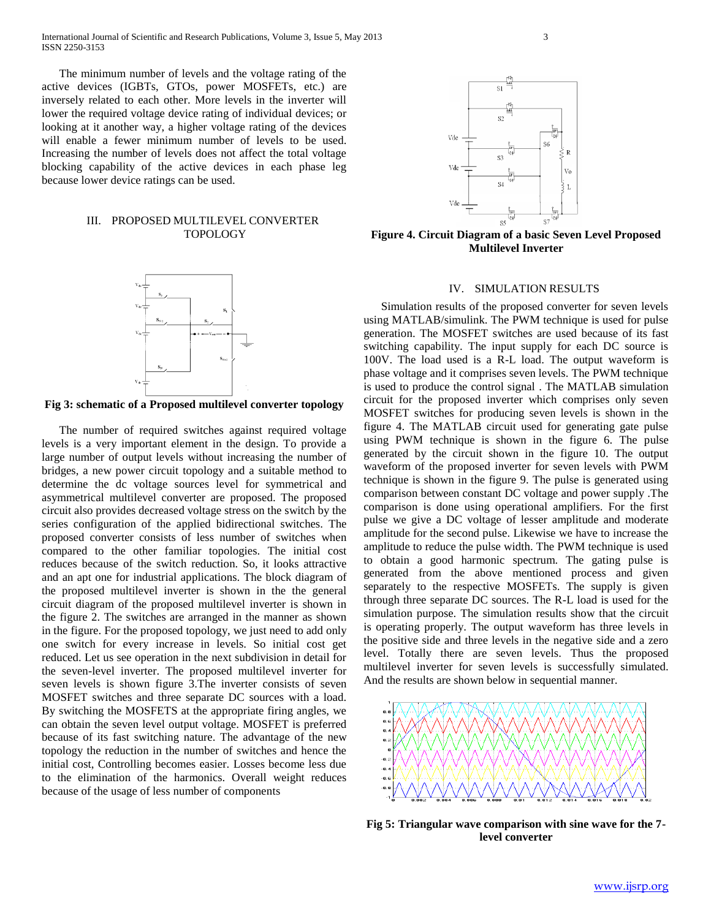The minimum number of levels and the voltage rating of the active devices (IGBTs, GTOs, power MOSFETs, etc.) are inversely related to each other. More levels in the inverter will lower the required voltage device rating of individual devices; or looking at it another way, a higher voltage rating of the devices will enable a fewer minimum number of levels to be used. Increasing the number of levels does not affect the total voltage blocking capability of the active devices in each phase leg because lower device ratings can be used.

## III. PROPOSED MULTILEVEL CONVERTER TOPOLOGY

**Fig 3: schematic of a Proposed multilevel converter topology**

The number of required switches against required voltage levels is a very important element in the design. To provide a large number of output levels without increasing the number of bridges, a new power circuit topology and a suitable method to determine the dc voltage sources level for symmetrical and asymmetrical multilevel converter are proposed. The proposed circuit also provides decreased voltage stress on the switch by the series configuration of the applied bidirectional switches. The proposed converter consists of less number of switches when compared to the other familiar topologies. The initial cost reduces because of the switch reduction. So, it looks attractive and an apt one for industrial applications. The block diagram of the proposed multilevel inverter is shown in the the general circuit diagram of the proposed multilevel inverter is shown in the figure 2. The switches are arranged in the manner as shown in the figure. For the proposed topology, we just need to add only one switch for every increase in levels. So initial cost get reduced. Let us see operation in the next subdivision in detail for the seven-level inverter. The proposed multilevel inverter for seven levels is shown figure 3.The inverter consists of seven MOSFET switches and three separate DC sources with a load. By switching the MOSFETS at the appropriate firing angles, we can obtain the seven level output voltage. MOSFET is preferred because of its fast switching nature. The advantage of the new topology the reduction in the number of switches and hence the initial cost, Controlling becomes easier. Losses become less due to the elimination of the harmonics. Overall weight reduces because of the usage of less number of components

**Figure 4. Circuit Diagram of a basic Seven Level Proposed Multilevel Inverter**

## IV. SIMULATION RESULTS

Simulation results of the proposed converter for seven levels using MATLAB/simulink. The PWM technique is used for pulse generation. The MOSFET switches are used because of its fast switching capability. The input supply for each DC source is 100V. The load used is a R-L load. The output waveform is phase voltage and it comprises seven levels. The PWM technique is used to produce the control signal . The MATLAB simulation circuit for the proposed inverter which comprises only seven MOSFET switches for producing seven levels is shown in the figure 4. The MATLAB circuit used for generating gate pulse using PWM technique is shown in the figure 6. The pulse generated by the circuit shown in the figure 10. The output waveform of the proposed inverter for seven levels with PWM technique is shown in the figure 9. The pulse is generated using comparison between constant DC voltage and power supply .The comparison is done using operational amplifiers. For the first pulse we give a DC voltage of lesser amplitude and moderate amplitude for the second pulse. Likewise we have to increase the amplitude to reduce the pulse width. The PWM technique is used to obtain a good harmonic spectrum. The gating pulse is generated from the above mentioned process and given separately to the respective MOSFETs. The supply is given through three separate DC sources. The R-L load is used for the simulation purpose. The simulation results show that the circuit is operating properly. The output waveform has three levels in the positive side and three levels in the negative side and a zero level. Totally there are seven levels. Thus the proposed multilevel inverter for seven levels is successfully simulated. And the results are shown below in sequential manner.

**Fig 5: Triangular wave comparison with sine wave for the 7-level converter**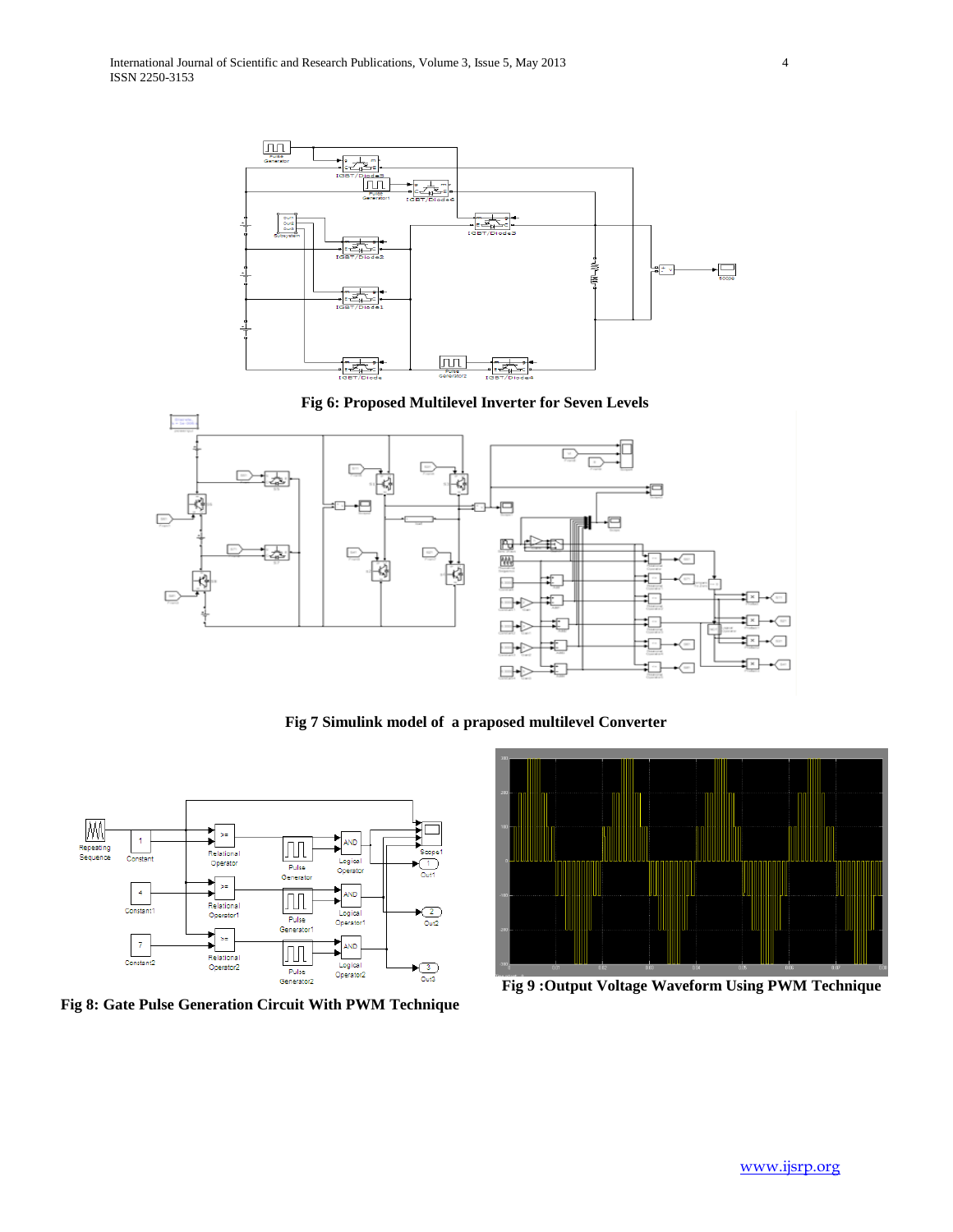**Fig 6: Proposed Multilevel Inverter for Seven Levels**

**Fig 7 Simulink model of a praposed multilevel Converter**

**Fig 8: Gate Pulse Generation Circuit With PWM Technique**

**Fig 9 :Output Voltage Waveform Using PWM Technique**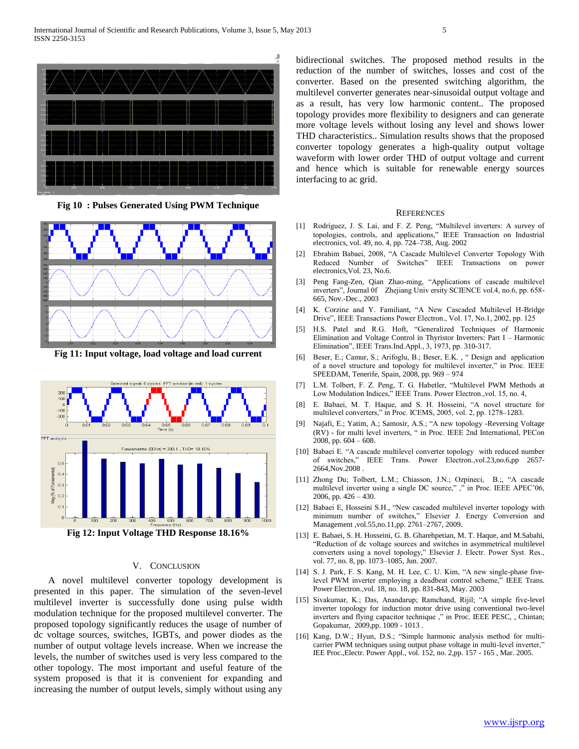Fig 10 : Pulses Generated Using PWM Technique

Fig 11: Input voltage, load voltage and load current

Fig 12: Input Voltage THD Response 18.16%

## V. Conclusion

A novel multilevel converter topology development is presented in this paper. The simulation of the seven-level multilevel inverter is successfully done using pulse width modulation technique for the proposed multilevel converter. The proposed topology significantly reduces the usage of number of dc voltage sources, switches, IGBTs, and power diodes as the number of output voltage levels increase. When we increase the levels, the number of switches used is very less compared to the other topology. The most important and useful feature of the system proposed is that it is convenient for expanding and increasing the number of output levels, simply without using any bidirectional switches. The proposed method results in the reduction of the number of switches, losses and cost of the converter. Based on the presented switching algorithm, the multilevel converter generates near-sinusoidal output voltage and as a result, has very low harmonic content.. The proposed topology provides more flexibility to designers and can generate more voltage levels without losing any level and shows lower THD characteristics.. Simulation results shows that the proposed converter topology generates a high-quality output voltage waveform with lower order THD of output voltage and current and hence which is suitable for renewable energy sources interfacing to ac grid.

## References

[1] Rodríguez, J. S. Lai, and F. Z. Peng, "Multilevel inverters: A survey of topologies, controls, and applications," IEEE Transaction on Industrial electronics, vol. 49, no. 4, pp. 724–738, Aug. 2002

[2] Ebrahim Babaei, 2008, "A Cascade Multilevel Converter Topology With Reduced Number of Switches" IEEE Transactions on power electronics,Vol. 23, No.6.

[3] Peng Fang-Zen, Qian Zhao-ming, "Applications of cascade multilevel inverters", Journal 0f Zhejiang Univ ersity SCIENCE vol.4, no.6, pp. 658-665, Nov.-Dec., 2003

[4] K. Corzine and Y. Familiant, "A New Cascaded Multilevel H-Bridge Drive", IEEE Transactions Power Electron., Vol. 17, No.1, 2002, pp. 125

[5] H.S. Patel and R.G. Hoft, "Generalized Techniques of Harmonic Elimination and Voltage Control in Thyristor Inverters: Part I – Harmonic Elimination", IEEE Trans.Ind.Appl., 3, 1973, pp. 310-317.

[6] Beser, E.; Camur, S.; Arifoglu, B.; Beser, E.K. , " Design and application of a novel structure and topology for multilevel inverter," in Proc. IEEE SPEEDAM, Tenerife, Spain, 2008, pp. 969 – 974

[7] L.M. Tolbert, F. Z. Peng, T. G. Habetler, "Multilevel PWM Methods at Low Modulation Indices," IEEE Trans. Power Electron.,vol. 15, no. 4,

[8] E. Babaei, M. T. Haque, and S. H. Hosseini, "A novel structure for multilevel converters," in Proc. ICEMS, 2005, vol. 2, pp. 1278–1283.

[9] Najafi, E.; Yatim, A.; Samosir, A.S.; "A new topology -Reversing Voltage (RV) - for multi level inverters, " in Proc. IEEE 2nd International, PECon 2008, pp. 604 – 608.

[10] Babaei E. "A cascade multilevel converter topology with reduced number of switches," IEEE Trans. Power Electron.,vol.23,no.6,pp 2657-2664,Nov.2008 .

[11] Zhong Du; Tolbert, L.M.; Chiasson, J.N.; Ozpineci, B.;, "A cascade multilevel inverter using a single DC source," ," in Proc. IEEE APEC'06, 2006, pp. 426 – 430.

[12] Babaei E, Hosseini S.H., "New cascaded multilevel inverter topology with minimum number of switches," Elsevier J. Energy Conversion and Management ,vol.55,no.11,pp. 2761–2767, 2009.

[13] E. Babaei, S. H. Hosseini, G. B. Gharehpetian, M. T. Haque, and M.Sabahi, "Reduction of dc voltage sources and switches in asymmetrical multilevel converters using a novel topology," Elsevier J. Electr. Power Syst. Res., vol. 77, no. 8, pp. 1073–1085, Jun. 2007.

[14] S. J. Park, F. S. Kang, M. H. Lee, C. U. Kim, "A new single-phase five-level PWM inverter employing a deadbeat control scheme," IEEE Trans. Power Electron.,vol. 18, no. 18, pp. 831-843, May. 2003

[15] Sivakumar, K.; Das, Anandarup; Ramchand, Rijil; "A simple five-level inverter topology for induction motor drive using conventional two-level inverters and flying capacitor technique ," in Proc. IEEE PESC, , Chintan; Gopakumar, 2009,pp. 1009 - 1013 .

[16] Kang, D.W.; Hyun, D.S.; "Simple harmonic analysis method for multi-carrier PWM techniques using output phase voltage in multi-level inverter," IEE Proc.,Electr. Power Appl., vol. 152, no. 2,pp. 157 - 165 , Mar. 2005.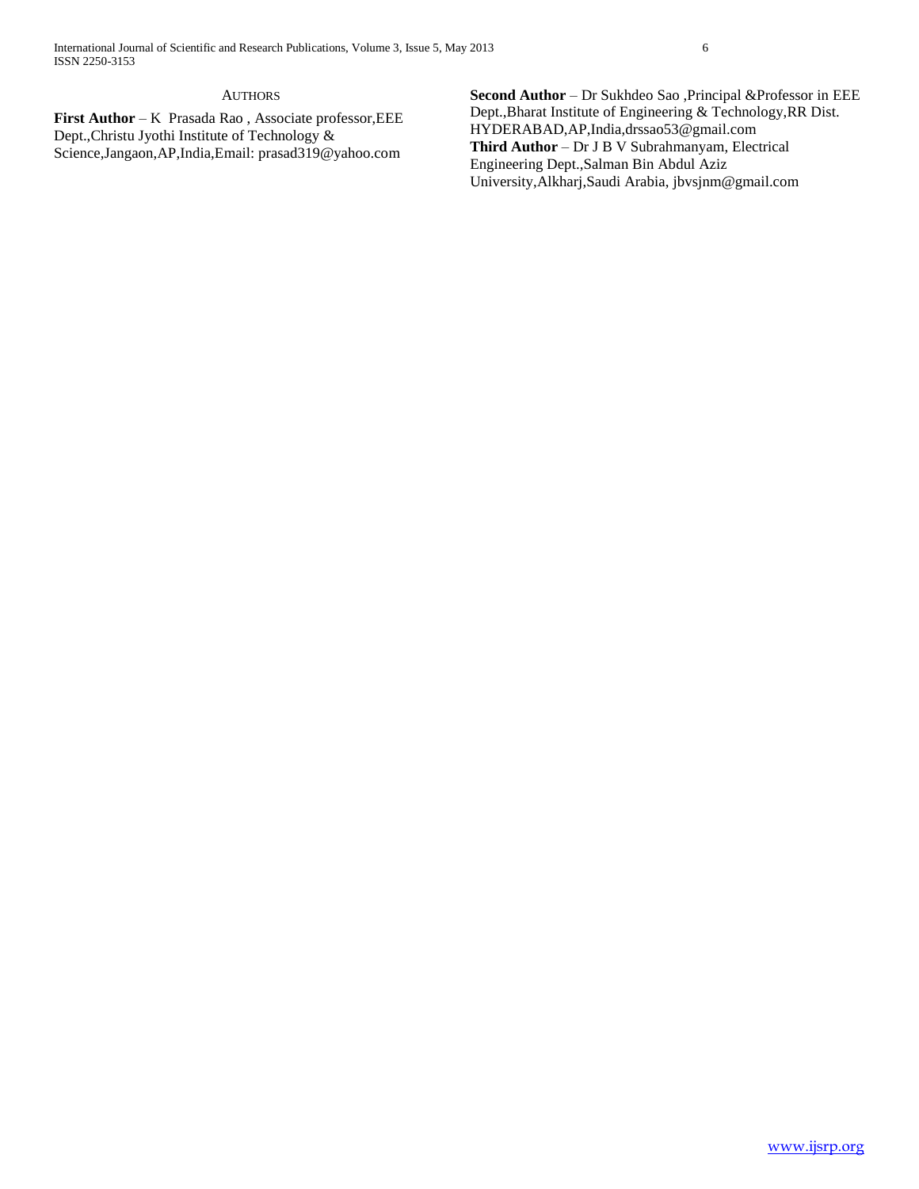## AUTHORS

**First Author** – K Prasada Rao , Associate professor,EEE Dept.,Christu Jyothi Institute of Technology & Science,Jangaon,AP,India,Email: prasad319@yahoo.com

**Second Author** – Dr Sukhdeo Sao ,Principal &Professor in EEE Dept.,Bharat Institute of Engineering & Technology,RR Dist. HYDERABAD,AP,India,drssao53@gmail.com

**Third Author** – Dr J B V Subrahmanyam, Electrical Engineering Dept.,Salman Bin Abdul Aziz University,Alkharj,Saudi Arabia, jbvsjnm@gmail.com